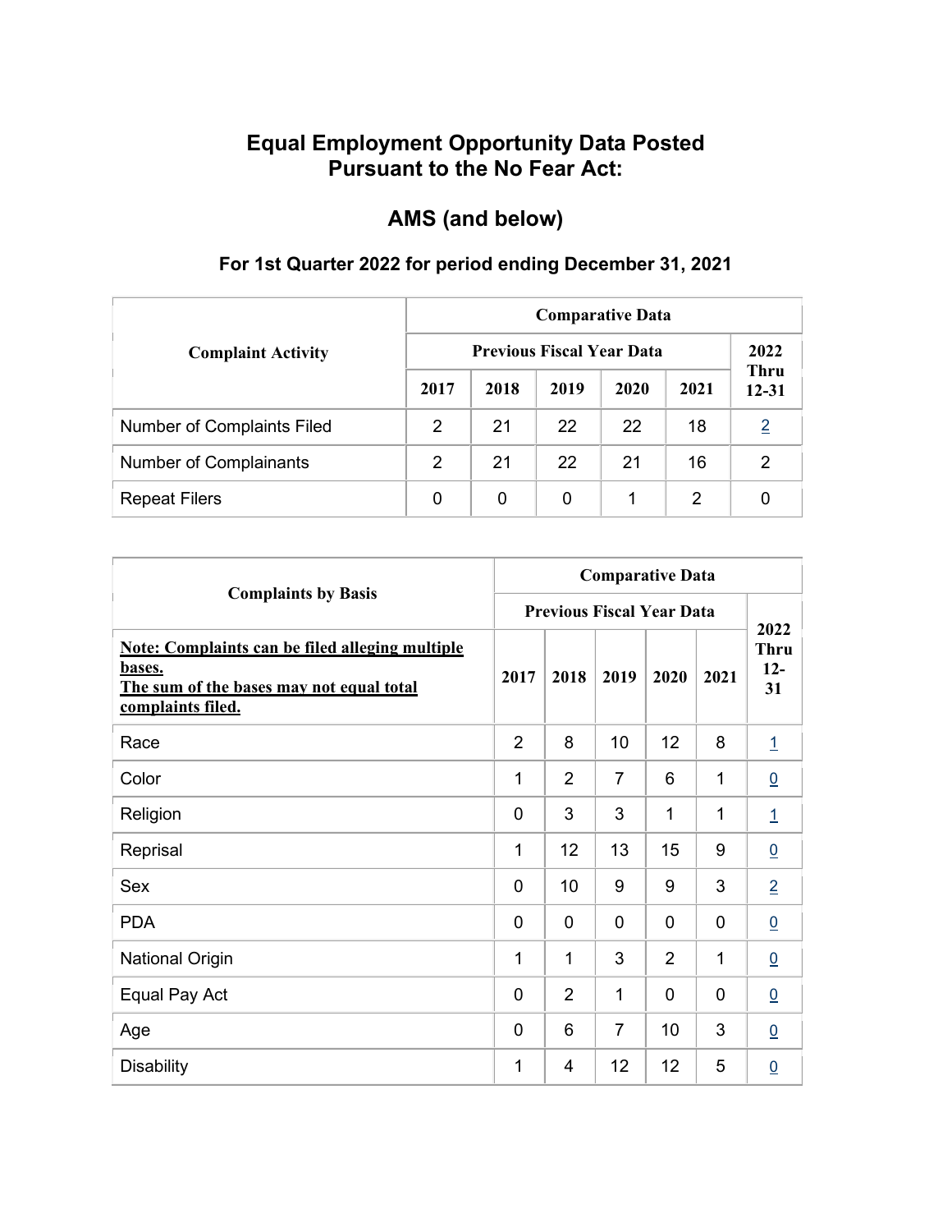# Equal Employment Opportunity Data Posted Pursuant to the No Fear Act:

## AMS (and below)

### For 1st Quarter 2022 for period ending December 31, 2021

| Complaint Activity | Comparative Data | | | | | |
|---|---|---|---|---|---|---|
| | Previous Fiscal Year Data | | | | | 2022 Thru 12-31 |
| | 2017 | 2018 | 2019 | 2020 | 2021 | |
| Number of Complaints Filed | 2 | 21 | 22 | 22 | 18 | 2 |
| Number of Complainants | 2 | 21 | 22 | 21 | 16 | 2 |
| Repeat Filers | 0 | 0 | 0 | 1 | 2 | 0 |

| Complaints by Basis | Comparative Data | | | | | |
|---|---|---|---|---|---|---|
| | Previous Fiscal Year Data | | | | | 2022 Thru 12-31 |
| **Note: Complaints can be filed alleging multiple bases. The sum of the bases may not equal total complaints filed.** | 2017 | 2018 | 2019 | 2020 | 2021 | |
| Race | 2 | 8 | 10 | 12 | 8 | 1 |
| Color | 1 | 2 | 7 | 6 | 1 | 0 |
| Religion | 0 | 3 | 3 | 1 | 1 | 1 |
| Reprisal | 1 | 12 | 13 | 15 | 9 | 0 |
| Sex | 0 | 10 | 9 | 9 | 3 | 2 |
| PDA | 0 | 0 | 0 | 0 | 0 | 0 |
| National Origin | 1 | 1 | 3 | 2 | 1 | 0 |
| Equal Pay Act | 0 | 2 | 1 | 0 | 0 | 0 |
| Age | 0 | 6 | 7 | 10 | 3 | 0 |
| Disability | 1 | 4 | 12 | 12 | 5 | 0 |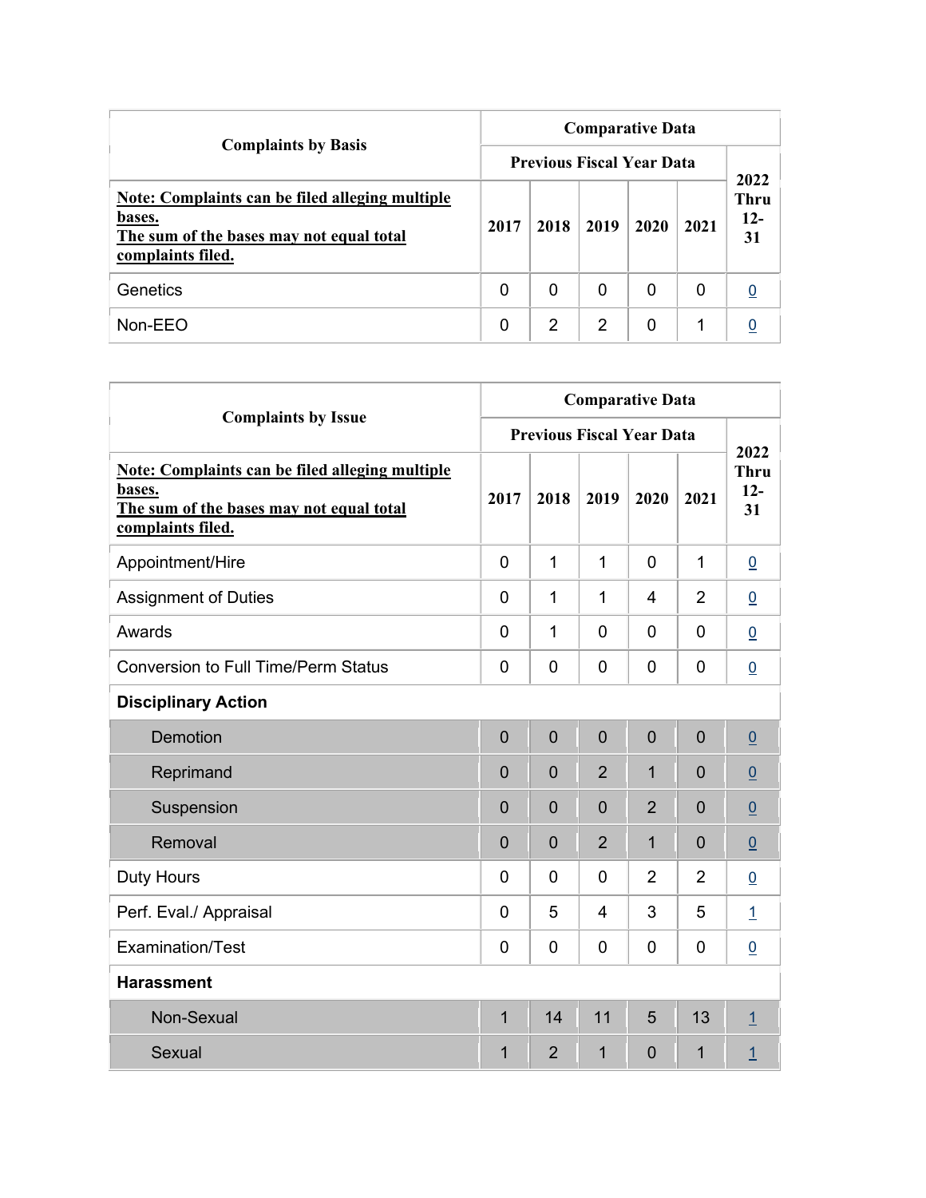| Complaints by Basis | Comparative Data | | | | | |
|---|---|---|---|---|---|---|
| | Previous Fiscal Year Data | | | | | 2022 Thru 12-31 |
| **Note: Complaints can be filed alleging multiple bases.** **The sum of the bases may not equal total complaints filed.** | 2017 | 2018 | 2019 | 2020 | 2021 | |
| Genetics | 0 | 0 | 0 | 0 | 0 | 0 |
| Non-EEO | 0 | 2 | 2 | 0 | 1 | 0 |

| Complaints by Issue | Comparative Data | | | | | |
|---|---|---|---|---|---|---|
| | Previous Fiscal Year Data | | | | | 2022 Thru 12-31 |
| **Note: Complaints can be filed alleging multiple bases.** **The sum of the bases may not equal total complaints filed.** | 2017 | 2018 | 2019 | 2020 | 2021 | |
| Appointment/Hire | 0 | 1 | 1 | 0 | 1 | 0 |
| Assignment of Duties | 0 | 1 | 1 | 4 | 2 | 0 |
| Awards | 0 | 1 | 0 | 0 | 0 | 0 |
| Conversion to Full Time/Perm Status | 0 | 0 | 0 | 0 | 0 | 0 |
| **Disciplinary Action** | | | | | | |
| Demotion | 0 | 0 | 0 | 0 | 0 | 0 |
| Reprimand | 0 | 0 | 2 | 1 | 0 | 0 |
| Suspension | 0 | 0 | 0 | 2 | 0 | 0 |
| Removal | 0 | 0 | 2 | 1 | 0 | 0 |
| Duty Hours | 0 | 0 | 0 | 2 | 2 | 0 |
| Perf. Eval./ Appraisal | 0 | 5 | 4 | 3 | 5 | 1 |
| Examination/Test | 0 | 0 | 0 | 0 | 0 | 0 |
| **Harassment** | | | | | | |
| Non-Sexual | 1 | 14 | 11 | 5 | 13 | 1 |
| Sexual | 1 | 2 | 1 | 0 | 1 | 1 |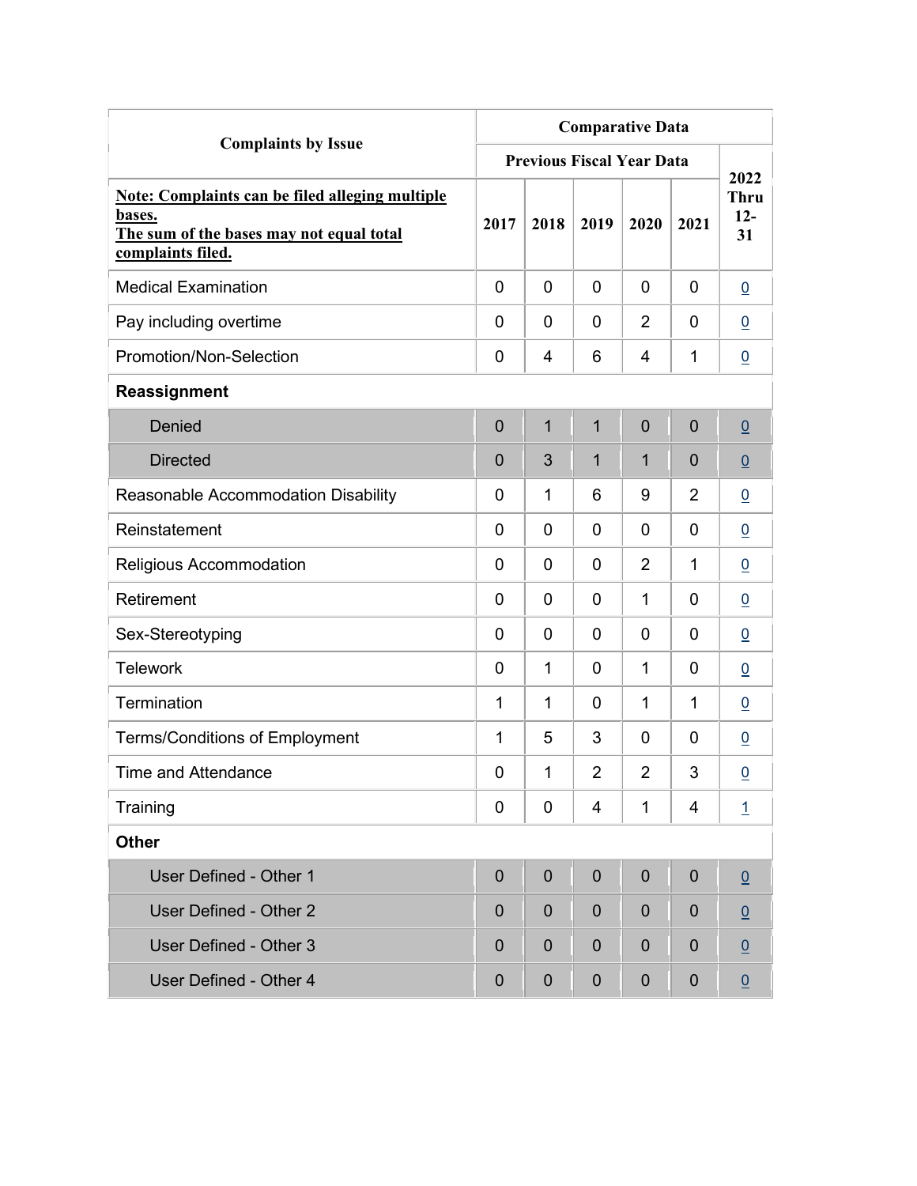| Complaints by Issue | Comparative Data | | | | | |
|---|---|---|---|---|---|---|
| | Previous Fiscal Year Data | | | | | 2022 Thru 12-31 |
| **Note: Complaints can be filed alleging multiple bases. The sum of the bases may not equal total complaints filed.** | 2017 | 2018 | 2019 | 2020 | 2021 | |
| Medical Examination | 0 | 0 | 0 | 0 | 0 | 0 |
| Pay including overtime | 0 | 0 | 0 | 2 | 0 | 0 |
| Promotion/Non-Selection | 0 | 4 | 6 | 4 | 1 | 0 |
| **Reassignment** | | | | | | |
| Denied | 0 | 1 | 1 | 0 | 0 | 0 |
| Directed | 0 | 3 | 1 | 1 | 0 | 0 |
| Reasonable Accommodation Disability | 0 | 1 | 6 | 9 | 2 | 0 |
| Reinstatement | 0 | 0 | 0 | 0 | 0 | 0 |
| Religious Accommodation | 0 | 0 | 0 | 2 | 1 | 0 |
| Retirement | 0 | 0 | 0 | 1 | 0 | 0 |
| Sex-Stereotyping | 0 | 0 | 0 | 0 | 0 | 0 |
| Telework | 0 | 1 | 0 | 1 | 0 | 0 |
| Termination | 1 | 1 | 0 | 1 | 1 | 0 |
| Terms/Conditions of Employment | 1 | 5 | 3 | 0 | 0 | 0 |
| Time and Attendance | 0 | 1 | 2 | 2 | 3 | 0 |
| Training | 0 | 0 | 4 | 1 | 4 | 1 |
| **Other** | | | | | | |
| User Defined - Other 1 | 0 | 0 | 0 | 0 | 0 | 0 |
| User Defined - Other 2 | 0 | 0 | 0 | 0 | 0 | 0 |
| User Defined - Other 3 | 0 | 0 | 0 | 0 | 0 | 0 |
| User Defined - Other 4 | 0 | 0 | 0 | 0 | 0 | 0 |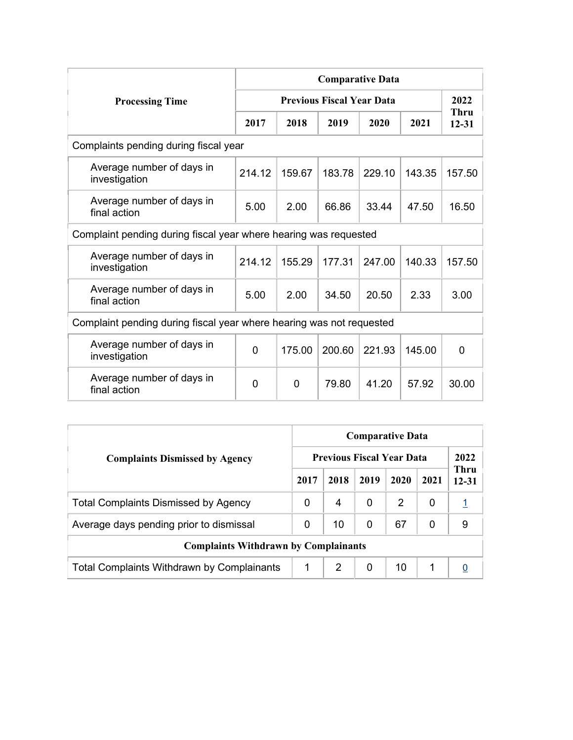| Processing Time | Comparative Data | | | | | |
|---|---|---|---|---|---|---|
| | Previous Fiscal Year Data | | | | | 2022 Thru 12-31 |
| | 2017 | 2018 | 2019 | 2020 | 2021 | |
| Complaints pending during fiscal year | | | | | | |
| Average number of days in investigation | 214.12 | 159.67 | 183.78 | 229.10 | 143.35 | 157.50 |
| Average number of days in final action | 5.00 | 2.00 | 66.86 | 33.44 | 47.50 | 16.50 |
| Complaint pending during fiscal year where hearing was requested | | | | | | |
| Average number of days in investigation | 214.12 | 155.29 | 177.31 | 247.00 | 140.33 | 157.50 |
| Average number of days in final action | 5.00 | 2.00 | 34.50 | 20.50 | 2.33 | 3.00 |
| Complaint pending during fiscal year where hearing was not requested | | | | | | |
| Average number of days in investigation | 0 | 175.00 | 200.60 | 221.93 | 145.00 | 0 |
| Average number of days in final action | 0 | 0 | 79.80 | 41.20 | 57.92 | 30.00 |

| Complaints Dismissed by Agency | Comparative Data | | | | | |
|---|---|---|---|---|---|---|
| | Previous Fiscal Year Data | | | | | 2022 Thru 12-31 |
| | 2017 | 2018 | 2019 | 2020 | 2021 | |
| Total Complaints Dismissed by Agency | 0 | 4 | 0 | 2 | 0 | 1 |
| Average days pending prior to dismissal | 0 | 10 | 0 | 67 | 0 | 9 |
| **Complaints Withdrawn by Complainants** | | | | | | |
| Total Complaints Withdrawn by Complainants | 1 | 2 | 0 | 10 | 1 | 0 |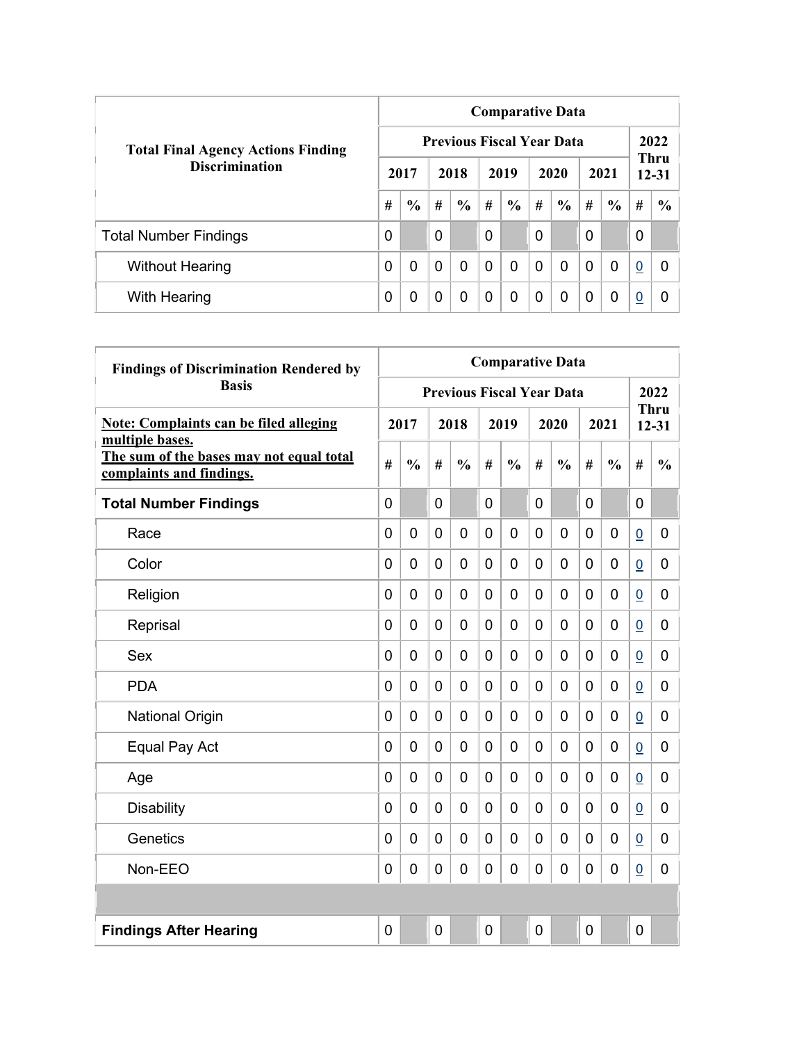| Total Final Agency Actions Finding Discrimination | Comparative Data | | | | | | | | | | | |
|---|---|---|---|---|---|---|---|---|---|---|---|---|
| | Previous Fiscal Year Data | | | | | | | | | | 2022 Thru 12-31 | |
| | 2017 | | 2018 | | 2019 | | 2020 | | 2021 | | | |
| | # | % | # | % | # | % | # | % | # | % | # | % |
| Total Number Findings | 0 | | 0 | | 0 | | 0 | | 0 | | 0 | |
| Without Hearing | 0 | 0 | 0 | 0 | 0 | 0 | 0 | 0 | 0 | 0 | 0 | 0 |
| With Hearing | 0 | 0 | 0 | 0 | 0 | 0 | 0 | 0 | 0 | 0 | 0 | 0 |

| Findings of Discrimination Rendered by Basis | Comparative Data | | | | | | | | | | | |
|---|---|---|---|---|---|---|---|---|---|---|---|---|
| | Previous Fiscal Year Data | | | | | | | | | | 2022 Thru 12-31 | |
| **Note: Complaints can be filed alleging multiple bases.** | 2017 | | 2018 | | 2019 | | 2020 | | 2021 | | | |
| **The sum of the bases may not equal total complaints and findings.** | # | % | # | % | # | % | # | % | # | % | # | % |
| **Total Number Findings** | 0 | | 0 | | 0 | | 0 | | 0 | | 0 | |
| Race | 0 | 0 | 0 | 0 | 0 | 0 | 0 | 0 | 0 | 0 | 0 | 0 |
| Color | 0 | 0 | 0 | 0 | 0 | 0 | 0 | 0 | 0 | 0 | 0 | 0 |
| Religion | 0 | 0 | 0 | 0 | 0 | 0 | 0 | 0 | 0 | 0 | 0 | 0 |
| Reprisal | 0 | 0 | 0 | 0 | 0 | 0 | 0 | 0 | 0 | 0 | 0 | 0 |
| Sex | 0 | 0 | 0 | 0 | 0 | 0 | 0 | 0 | 0 | 0 | 0 | 0 |
| PDA | 0 | 0 | 0 | 0 | 0 | 0 | 0 | 0 | 0 | 0 | 0 | 0 |
| National Origin | 0 | 0 | 0 | 0 | 0 | 0 | 0 | 0 | 0 | 0 | 0 | 0 |
| Equal Pay Act | 0 | 0 | 0 | 0 | 0 | 0 | 0 | 0 | 0 | 0 | 0 | 0 |
| Age | 0 | 0 | 0 | 0 | 0 | 0 | 0 | 0 | 0 | 0 | 0 | 0 |
| Disability | 0 | 0 | 0 | 0 | 0 | 0 | 0 | 0 | 0 | 0 | 0 | 0 |
| Genetics | 0 | 0 | 0 | 0 | 0 | 0 | 0 | 0 | 0 | 0 | 0 | 0 |
| Non-EEO | 0 | 0 | 0 | 0 | 0 | 0 | 0 | 0 | 0 | 0 | 0 | 0 |
| | | | | | | | | | | | | |
| **Findings After Hearing** | 0 | | 0 | | 0 | | 0 | | 0 | | 0 | |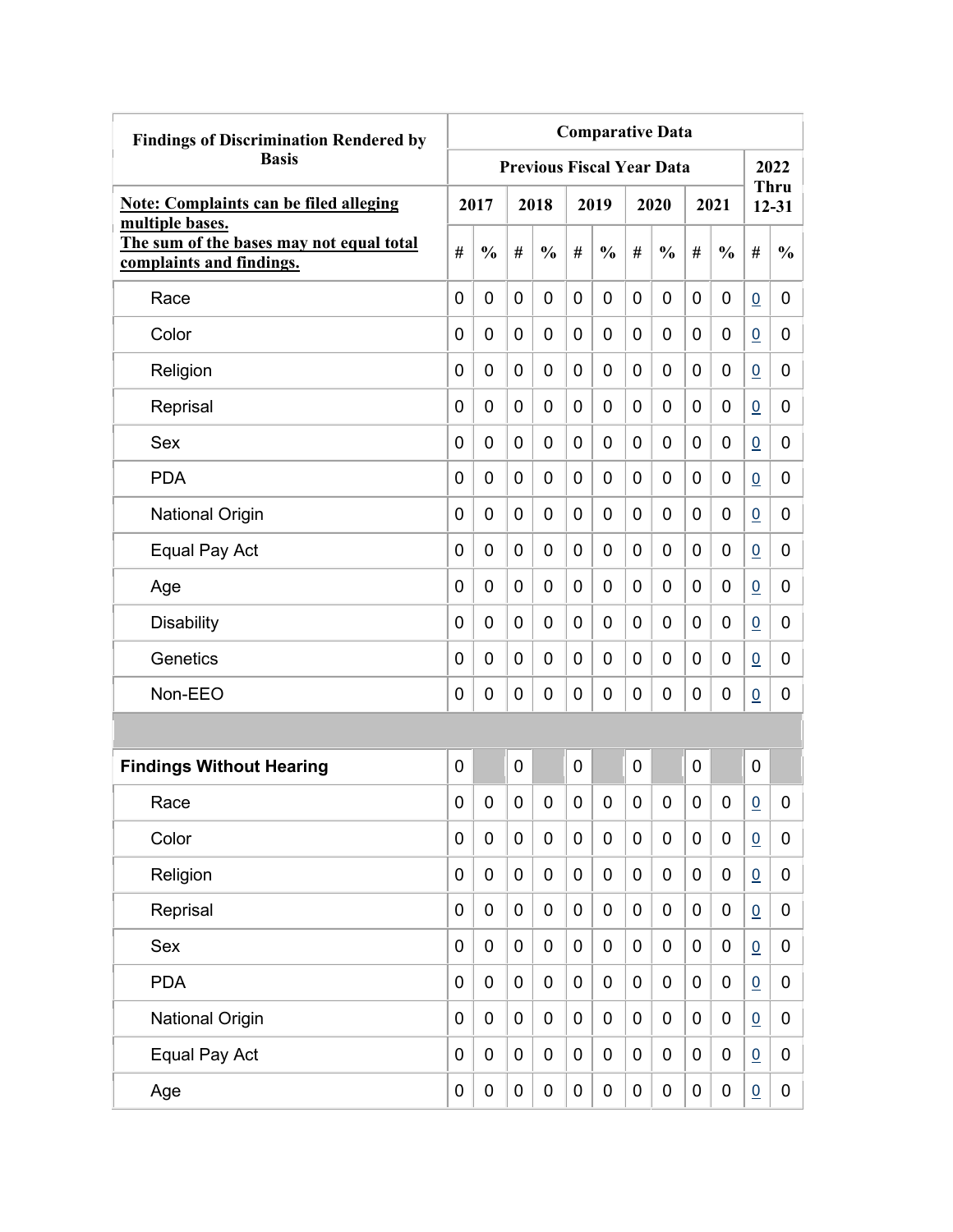| Findings of Discrimination Rendered by Basis | Comparative Data | | | | | | | | | | | |
|---|---|---|---|---|---|---|---|---|---|---|---|---|
| | Previous Fiscal Year Data | | | | | | | | | | 2022 Thru 12-31 | |
| **Note: Complaints can be filed alleging multiple bases. The sum of the bases may not equal total complaints and findings.** | 2017 | | 2018 | | 2019 | | 2020 | | 2021 | | | |
| | # | % | # | % | # | % | # | % | # | % | # | % |
| Race | 0 | 0 | 0 | 0 | 0 | 0 | 0 | 0 | 0 | 0 | 0 | 0 |
| Color | 0 | 0 | 0 | 0 | 0 | 0 | 0 | 0 | 0 | 0 | 0 | 0 |
| Religion | 0 | 0 | 0 | 0 | 0 | 0 | 0 | 0 | 0 | 0 | 0 | 0 |
| Reprisal | 0 | 0 | 0 | 0 | 0 | 0 | 0 | 0 | 0 | 0 | 0 | 0 |
| Sex | 0 | 0 | 0 | 0 | 0 | 0 | 0 | 0 | 0 | 0 | 0 | 0 |
| PDA | 0 | 0 | 0 | 0 | 0 | 0 | 0 | 0 | 0 | 0 | 0 | 0 |
| National Origin | 0 | 0 | 0 | 0 | 0 | 0 | 0 | 0 | 0 | 0 | 0 | 0 |
| Equal Pay Act | 0 | 0 | 0 | 0 | 0 | 0 | 0 | 0 | 0 | 0 | 0 | 0 |
| Age | 0 | 0 | 0 | 0 | 0 | 0 | 0 | 0 | 0 | 0 | 0 | 0 |
| Disability | 0 | 0 | 0 | 0 | 0 | 0 | 0 | 0 | 0 | 0 | 0 | 0 |
| Genetics | 0 | 0 | 0 | 0 | 0 | 0 | 0 | 0 | 0 | 0 | 0 | 0 |
| Non-EEO | 0 | 0 | 0 | 0 | 0 | 0 | 0 | 0 | 0 | 0 | 0 | 0 |
| | | | | | | | | | | | | |
| **Findings Without Hearing** | 0 | | 0 | | 0 | | 0 | | 0 | | 0 | |
| Race | 0 | 0 | 0 | 0 | 0 | 0 | 0 | 0 | 0 | 0 | 0 | 0 |
| Color | 0 | 0 | 0 | 0 | 0 | 0 | 0 | 0 | 0 | 0 | 0 | 0 |
| Religion | 0 | 0 | 0 | 0 | 0 | 0 | 0 | 0 | 0 | 0 | 0 | 0 |
| Reprisal | 0 | 0 | 0 | 0 | 0 | 0 | 0 | 0 | 0 | 0 | 0 | 0 |
| Sex | 0 | 0 | 0 | 0 | 0 | 0 | 0 | 0 | 0 | 0 | 0 | 0 |
| PDA | 0 | 0 | 0 | 0 | 0 | 0 | 0 | 0 | 0 | 0 | 0 | 0 |
| National Origin | 0 | 0 | 0 | 0 | 0 | 0 | 0 | 0 | 0 | 0 | 0 | 0 |
| Equal Pay Act | 0 | 0 | 0 | 0 | 0 | 0 | 0 | 0 | 0 | 0 | 0 | 0 |
| Age | 0 | 0 | 0 | 0 | 0 | 0 | 0 | 0 | 0 | 0 | 0 | 0 |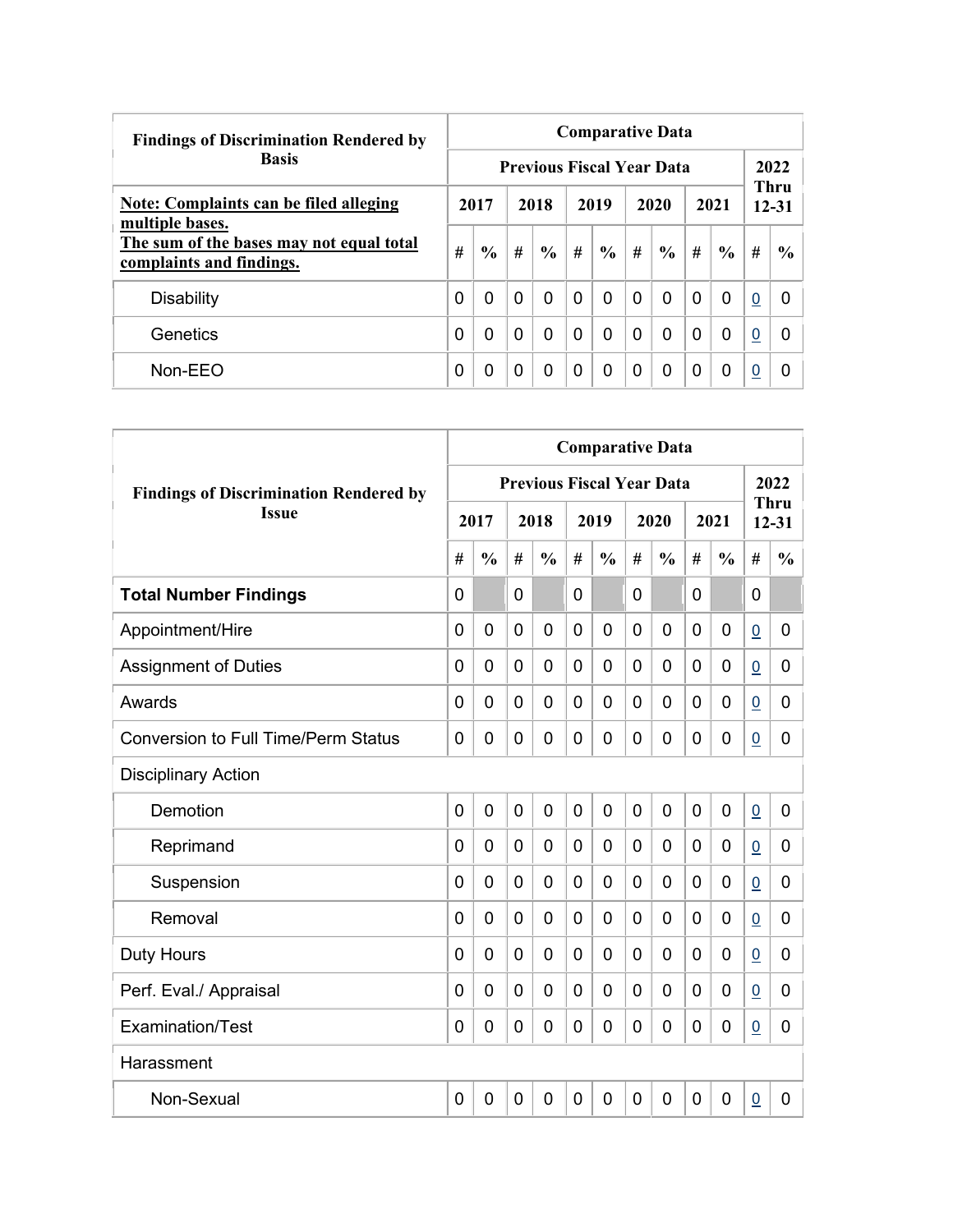| Findings of Discrimination Rendered by Basis | Comparative Data | | | | | | | | | | | |
|---|---|---|---|---|---|---|---|---|---|---|---|---|
| | Previous Fiscal Year Data | | | | | | | | | | 2022 Thru 12-31 | |
| **Note: Complaints can be filed alleging multiple bases. The sum of the bases may not equal total complaints and findings.** | 2017 | | 2018 | | 2019 | | 2020 | | 2021 | | | |
| | # | % | # | % | # | % | # | % | # | % | # | % |
| Disability | 0 | 0 | 0 | 0 | 0 | 0 | 0 | 0 | 0 | 0 | 0 | 0 |
| Genetics | 0 | 0 | 0 | 0 | 0 | 0 | 0 | 0 | 0 | 0 | 0 | 0 |
| Non-EEO | 0 | 0 | 0 | 0 | 0 | 0 | 0 | 0 | 0 | 0 | 0 | 0 |

| Findings of Discrimination Rendered by Issue | Comparative Data | | | | | | | | | | | |
|---|---|---|---|---|---|---|---|---|---|---|---|---|
| | Previous Fiscal Year Data | | | | | | | | | | 2022 Thru 12-31 | |
| | 2017 | | 2018 | | 2019 | | 2020 | | 2021 | | | |
| | # | % | # | % | # | % | # | % | # | % | # | % |
| **Total Number Findings** | 0 | | 0 | | 0 | | 0 | | 0 | | 0 | |
| Appointment/Hire | 0 | 0 | 0 | 0 | 0 | 0 | 0 | 0 | 0 | 0 | 0 | 0 |
| Assignment of Duties | 0 | 0 | 0 | 0 | 0 | 0 | 0 | 0 | 0 | 0 | 0 | 0 |
| Awards | 0 | 0 | 0 | 0 | 0 | 0 | 0 | 0 | 0 | 0 | 0 | 0 |
| Conversion to Full Time/Perm Status | 0 | 0 | 0 | 0 | 0 | 0 | 0 | 0 | 0 | 0 | 0 | 0 |
| Disciplinary Action | | | | | | | | | | | | |
| Demotion | 0 | 0 | 0 | 0 | 0 | 0 | 0 | 0 | 0 | 0 | 0 | 0 |
| Reprimand | 0 | 0 | 0 | 0 | 0 | 0 | 0 | 0 | 0 | 0 | 0 | 0 |
| Suspension | 0 | 0 | 0 | 0 | 0 | 0 | 0 | 0 | 0 | 0 | 0 | 0 |
| Removal | 0 | 0 | 0 | 0 | 0 | 0 | 0 | 0 | 0 | 0 | 0 | 0 |
| Duty Hours | 0 | 0 | 0 | 0 | 0 | 0 | 0 | 0 | 0 | 0 | 0 | 0 |
| Perf. Eval./ Appraisal | 0 | 0 | 0 | 0 | 0 | 0 | 0 | 0 | 0 | 0 | 0 | 0 |
| Examination/Test | 0 | 0 | 0 | 0 | 0 | 0 | 0 | 0 | 0 | 0 | 0 | 0 |
| Harassment | | | | | | | | | | | | |
| Non-Sexual | 0 | 0 | 0 | 0 | 0 | 0 | 0 | 0 | 0 | 0 | 0 | 0 |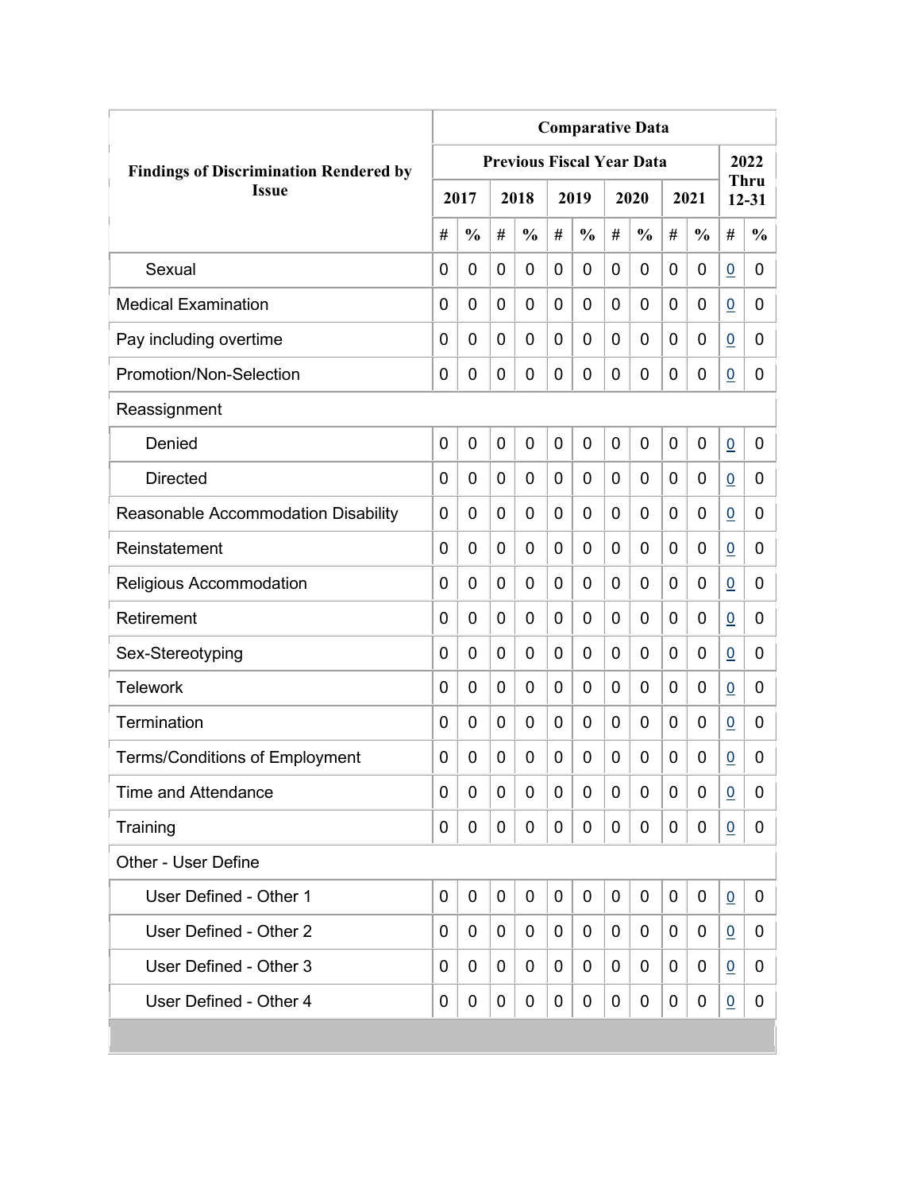| Findings of Discrimination Rendered by Issue | Comparative Data | | | | | | | | | | | |
|---|---|---|---|---|---|---|---|---|---|---|---|---|
| | Previous Fiscal Year Data | | | | | | | | | | 2022 Thru 12-31 | |
| | 2017 | | 2018 | | 2019 | | 2020 | | 2021 | | | |
| | # | % | # | % | # | % | # | % | # | % | # | % |
| Sexual | 0 | 0 | 0 | 0 | 0 | 0 | 0 | 0 | 0 | 0 | 0 | 0 |
| Medical Examination | 0 | 0 | 0 | 0 | 0 | 0 | 0 | 0 | 0 | 0 | 0 | 0 |
| Pay including overtime | 0 | 0 | 0 | 0 | 0 | 0 | 0 | 0 | 0 | 0 | 0 | 0 |
| Promotion/Non-Selection | 0 | 0 | 0 | 0 | 0 | 0 | 0 | 0 | 0 | 0 | 0 | 0 |
| Reassignment | | | | | | | | | | | | |
| Denied | 0 | 0 | 0 | 0 | 0 | 0 | 0 | 0 | 0 | 0 | 0 | 0 |
| Directed | 0 | 0 | 0 | 0 | 0 | 0 | 0 | 0 | 0 | 0 | 0 | 0 |
| Reasonable Accommodation Disability | 0 | 0 | 0 | 0 | 0 | 0 | 0 | 0 | 0 | 0 | 0 | 0 |
| Reinstatement | 0 | 0 | 0 | 0 | 0 | 0 | 0 | 0 | 0 | 0 | 0 | 0 |
| Religious Accommodation | 0 | 0 | 0 | 0 | 0 | 0 | 0 | 0 | 0 | 0 | 0 | 0 |
| Retirement | 0 | 0 | 0 | 0 | 0 | 0 | 0 | 0 | 0 | 0 | 0 | 0 |
| Sex-Stereotyping | 0 | 0 | 0 | 0 | 0 | 0 | 0 | 0 | 0 | 0 | 0 | 0 |
| Telework | 0 | 0 | 0 | 0 | 0 | 0 | 0 | 0 | 0 | 0 | 0 | 0 |
| Termination | 0 | 0 | 0 | 0 | 0 | 0 | 0 | 0 | 0 | 0 | 0 | 0 |
| Terms/Conditions of Employment | 0 | 0 | 0 | 0 | 0 | 0 | 0 | 0 | 0 | 0 | 0 | 0 |
| Time and Attendance | 0 | 0 | 0 | 0 | 0 | 0 | 0 | 0 | 0 | 0 | 0 | 0 |
| Training | 0 | 0 | 0 | 0 | 0 | 0 | 0 | 0 | 0 | 0 | 0 | 0 |
| Other - User Define | | | | | | | | | | | | |
| User Defined - Other 1 | 0 | 0 | 0 | 0 | 0 | 0 | 0 | 0 | 0 | 0 | 0 | 0 |
| User Defined - Other 2 | 0 | 0 | 0 | 0 | 0 | 0 | 0 | 0 | 0 | 0 | 0 | 0 |
| User Defined - Other 3 | 0 | 0 | 0 | 0 | 0 | 0 | 0 | 0 | 0 | 0 | 0 | 0 |
| User Defined - Other 4 | 0 | 0 | 0 | 0 | 0 | 0 | 0 | 0 | 0 | 0 | 0 | 0 |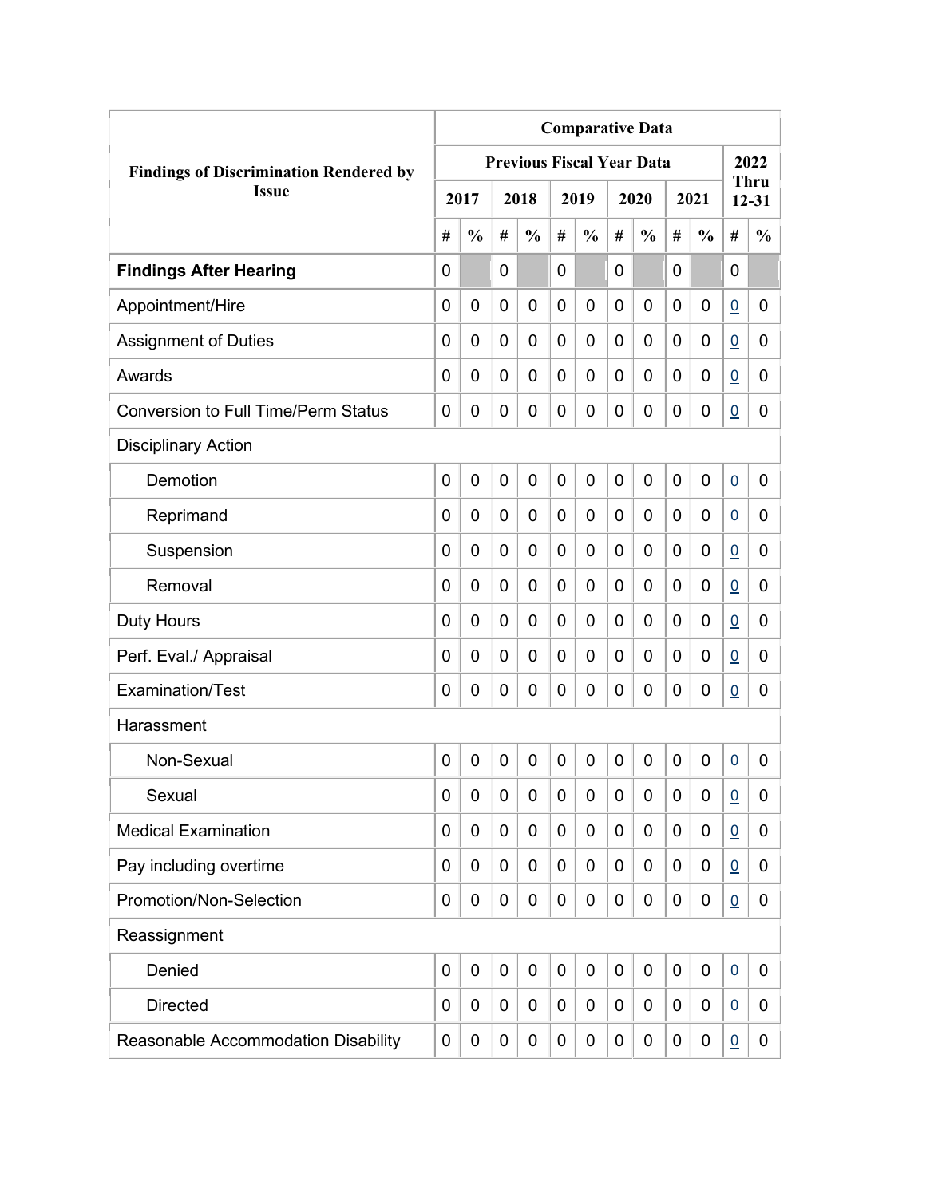| Findings of Discrimination Rendered by Issue | Comparative Data | | | | | | | | | | | |
|---|---|---|---|---|---|---|---|---|---|---|---|---|
| | Previous Fiscal Year Data | | | | | | | | | | 2022 Thru 12-31 | |
| | 2017 | | 2018 | | 2019 | | 2020 | | 2021 | | | |
| | # | % | # | % | # | % | # | % | # | % | # | % |
| **Findings After Hearing** | 0 | | 0 | | 0 | | 0 | | 0 | | 0 | |
| Appointment/Hire | 0 | 0 | 0 | 0 | 0 | 0 | 0 | 0 | 0 | 0 | 0 | 0 |
| Assignment of Duties | 0 | 0 | 0 | 0 | 0 | 0 | 0 | 0 | 0 | 0 | 0 | 0 |
| Awards | 0 | 0 | 0 | 0 | 0 | 0 | 0 | 0 | 0 | 0 | 0 | 0 |
| Conversion to Full Time/Perm Status | 0 | 0 | 0 | 0 | 0 | 0 | 0 | 0 | 0 | 0 | 0 | 0 |
| Disciplinary Action | | | | | | | | | | | | |
| Demotion | 0 | 0 | 0 | 0 | 0 | 0 | 0 | 0 | 0 | 0 | 0 | 0 |
| Reprimand | 0 | 0 | 0 | 0 | 0 | 0 | 0 | 0 | 0 | 0 | 0 | 0 |
| Suspension | 0 | 0 | 0 | 0 | 0 | 0 | 0 | 0 | 0 | 0 | 0 | 0 |
| Removal | 0 | 0 | 0 | 0 | 0 | 0 | 0 | 0 | 0 | 0 | 0 | 0 |
| Duty Hours | 0 | 0 | 0 | 0 | 0 | 0 | 0 | 0 | 0 | 0 | 0 | 0 |
| Perf. Eval./ Appraisal | 0 | 0 | 0 | 0 | 0 | 0 | 0 | 0 | 0 | 0 | 0 | 0 |
| Examination/Test | 0 | 0 | 0 | 0 | 0 | 0 | 0 | 0 | 0 | 0 | 0 | 0 |
| Harassment | | | | | | | | | | | | |
| Non-Sexual | 0 | 0 | 0 | 0 | 0 | 0 | 0 | 0 | 0 | 0 | 0 | 0 |
| Sexual | 0 | 0 | 0 | 0 | 0 | 0 | 0 | 0 | 0 | 0 | 0 | 0 |
| Medical Examination | 0 | 0 | 0 | 0 | 0 | 0 | 0 | 0 | 0 | 0 | 0 | 0 |
| Pay including overtime | 0 | 0 | 0 | 0 | 0 | 0 | 0 | 0 | 0 | 0 | 0 | 0 |
| Promotion/Non-Selection | 0 | 0 | 0 | 0 | 0 | 0 | 0 | 0 | 0 | 0 | 0 | 0 |
| Reassignment | | | | | | | | | | | | |
| Denied | 0 | 0 | 0 | 0 | 0 | 0 | 0 | 0 | 0 | 0 | 0 | 0 |
| Directed | 0 | 0 | 0 | 0 | 0 | 0 | 0 | 0 | 0 | 0 | 0 | 0 |
| Reasonable Accommodation Disability | 0 | 0 | 0 | 0 | 0 | 0 | 0 | 0 | 0 | 0 | 0 | 0 |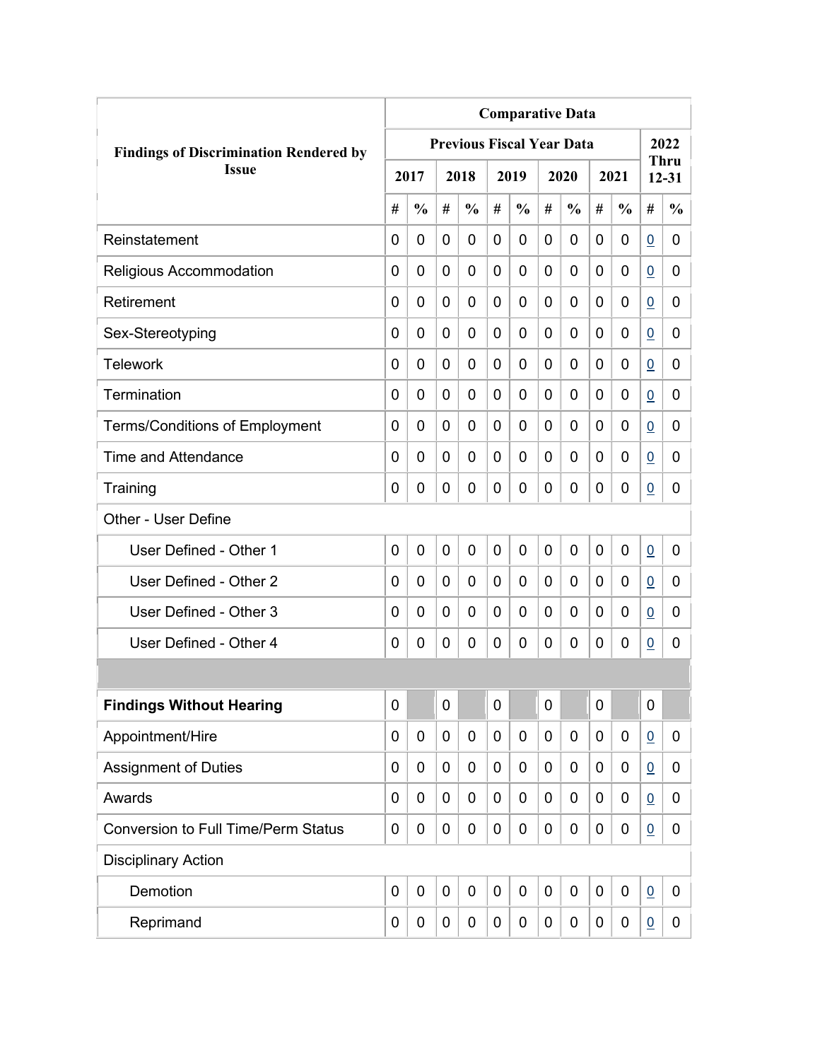| Findings of Discrimination Rendered by Issue | Comparative Data | | | | | | | | | | | |
|---|---|---|---|---|---|---|---|---|---|---|---|---|
| | Previous Fiscal Year Data | | | | | | | | | | 2022 Thru 12-31 | |
| | 2017 | | 2018 | | 2019 | | 2020 | | 2021 | | | |
| | # | % | # | % | # | % | # | % | # | % | # | % |
| Reinstatement | 0 | 0 | 0 | 0 | 0 | 0 | 0 | 0 | 0 | 0 | 0 | 0 |
| Religious Accommodation | 0 | 0 | 0 | 0 | 0 | 0 | 0 | 0 | 0 | 0 | 0 | 0 |
| Retirement | 0 | 0 | 0 | 0 | 0 | 0 | 0 | 0 | 0 | 0 | 0 | 0 |
| Sex-Stereotyping | 0 | 0 | 0 | 0 | 0 | 0 | 0 | 0 | 0 | 0 | 0 | 0 |
| Telework | 0 | 0 | 0 | 0 | 0 | 0 | 0 | 0 | 0 | 0 | 0 | 0 |
| Termination | 0 | 0 | 0 | 0 | 0 | 0 | 0 | 0 | 0 | 0 | 0 | 0 |
| Terms/Conditions of Employment | 0 | 0 | 0 | 0 | 0 | 0 | 0 | 0 | 0 | 0 | 0 | 0 |
| Time and Attendance | 0 | 0 | 0 | 0 | 0 | 0 | 0 | 0 | 0 | 0 | 0 | 0 |
| Training | 0 | 0 | 0 | 0 | 0 | 0 | 0 | 0 | 0 | 0 | 0 | 0 |
| Other - User Define | | | | | | | | | | | | |
| User Defined - Other 1 | 0 | 0 | 0 | 0 | 0 | 0 | 0 | 0 | 0 | 0 | 0 | 0 |
| User Defined - Other 2 | 0 | 0 | 0 | 0 | 0 | 0 | 0 | 0 | 0 | 0 | 0 | 0 |
| User Defined - Other 3 | 0 | 0 | 0 | 0 | 0 | 0 | 0 | 0 | 0 | 0 | 0 | 0 |
| User Defined - Other 4 | 0 | 0 | 0 | 0 | 0 | 0 | 0 | 0 | 0 | 0 | 0 | 0 |
| | | | | | | | | | | | | |
| **Findings Without Hearing** | 0 | | 0 | | 0 | | 0 | | 0 | | 0 | |
| Appointment/Hire | 0 | 0 | 0 | 0 | 0 | 0 | 0 | 0 | 0 | 0 | 0 | 0 |
| Assignment of Duties | 0 | 0 | 0 | 0 | 0 | 0 | 0 | 0 | 0 | 0 | 0 | 0 |
| Awards | 0 | 0 | 0 | 0 | 0 | 0 | 0 | 0 | 0 | 0 | 0 | 0 |
| Conversion to Full Time/Perm Status | 0 | 0 | 0 | 0 | 0 | 0 | 0 | 0 | 0 | 0 | 0 | 0 |
| Disciplinary Action | | | | | | | | | | | | |
| Demotion | 0 | 0 | 0 | 0 | 0 | 0 | 0 | 0 | 0 | 0 | 0 | 0 |
| Reprimand | 0 | 0 | 0 | 0 | 0 | 0 | 0 | 0 | 0 | 0 | 0 | 0 |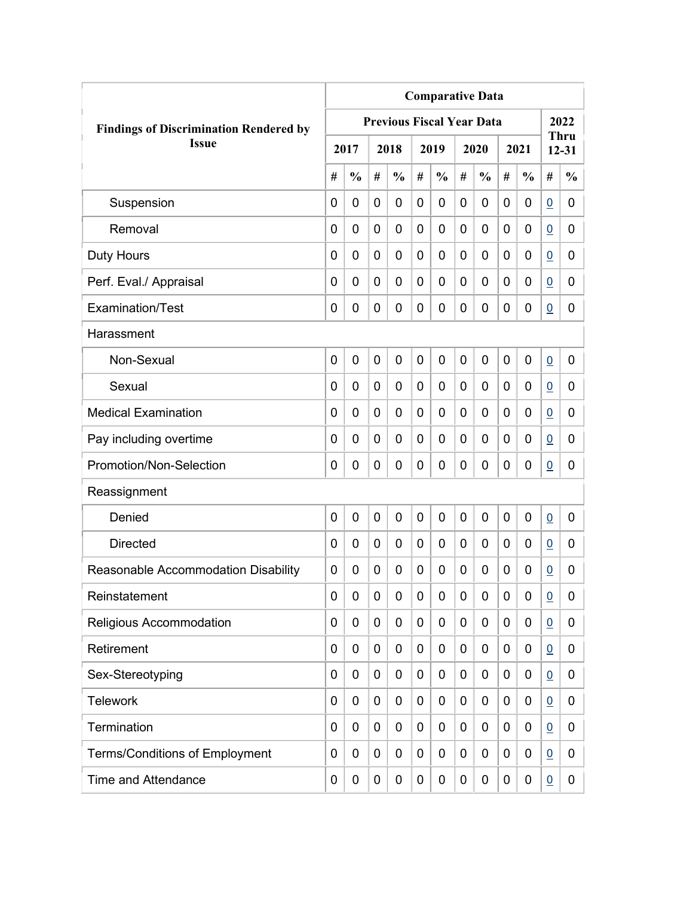| Findings of Discrimination Rendered by Issue | Comparative Data | | | | | | | | | | | |
|---|---|---|---|---|---|---|---|---|---|---|---|---|
| | Previous Fiscal Year Data | | | | | | | | | | 2022 Thru 12-31 | |
| | 2017 | | 2018 | | 2019 | | 2020 | | 2021 | | | |
| | # | % | # | % | # | % | # | % | # | % | # | % |
| Suspension | 0 | 0 | 0 | 0 | 0 | 0 | 0 | 0 | 0 | 0 | 0 | 0 |
| Removal | 0 | 0 | 0 | 0 | 0 | 0 | 0 | 0 | 0 | 0 | 0 | 0 |
| Duty Hours | 0 | 0 | 0 | 0 | 0 | 0 | 0 | 0 | 0 | 0 | 0 | 0 |
| Perf. Eval./ Appraisal | 0 | 0 | 0 | 0 | 0 | 0 | 0 | 0 | 0 | 0 | 0 | 0 |
| Examination/Test | 0 | 0 | 0 | 0 | 0 | 0 | 0 | 0 | 0 | 0 | 0 | 0 |
| Harassment | | | | | | | | | | | | |
| Non-Sexual | 0 | 0 | 0 | 0 | 0 | 0 | 0 | 0 | 0 | 0 | 0 | 0 |
| Sexual | 0 | 0 | 0 | 0 | 0 | 0 | 0 | 0 | 0 | 0 | 0 | 0 |
| Medical Examination | 0 | 0 | 0 | 0 | 0 | 0 | 0 | 0 | 0 | 0 | 0 | 0 |
| Pay including overtime | 0 | 0 | 0 | 0 | 0 | 0 | 0 | 0 | 0 | 0 | 0 | 0 |
| Promotion/Non-Selection | 0 | 0 | 0 | 0 | 0 | 0 | 0 | 0 | 0 | 0 | 0 | 0 |
| Reassignment | | | | | | | | | | | | |
| Denied | 0 | 0 | 0 | 0 | 0 | 0 | 0 | 0 | 0 | 0 | 0 | 0 |
| Directed | 0 | 0 | 0 | 0 | 0 | 0 | 0 | 0 | 0 | 0 | 0 | 0 |
| Reasonable Accommodation Disability | 0 | 0 | 0 | 0 | 0 | 0 | 0 | 0 | 0 | 0 | 0 | 0 |
| Reinstatement | 0 | 0 | 0 | 0 | 0 | 0 | 0 | 0 | 0 | 0 | 0 | 0 |
| Religious Accommodation | 0 | 0 | 0 | 0 | 0 | 0 | 0 | 0 | 0 | 0 | 0 | 0 |
| Retirement | 0 | 0 | 0 | 0 | 0 | 0 | 0 | 0 | 0 | 0 | 0 | 0 |
| Sex-Stereotyping | 0 | 0 | 0 | 0 | 0 | 0 | 0 | 0 | 0 | 0 | 0 | 0 |
| Telework | 0 | 0 | 0 | 0 | 0 | 0 | 0 | 0 | 0 | 0 | 0 | 0 |
| Termination | 0 | 0 | 0 | 0 | 0 | 0 | 0 | 0 | 0 | 0 | 0 | 0 |
| Terms/Conditions of Employment | 0 | 0 | 0 | 0 | 0 | 0 | 0 | 0 | 0 | 0 | 0 | 0 |
| Time and Attendance | 0 | 0 | 0 | 0 | 0 | 0 | 0 | 0 | 0 | 0 | 0 | 0 |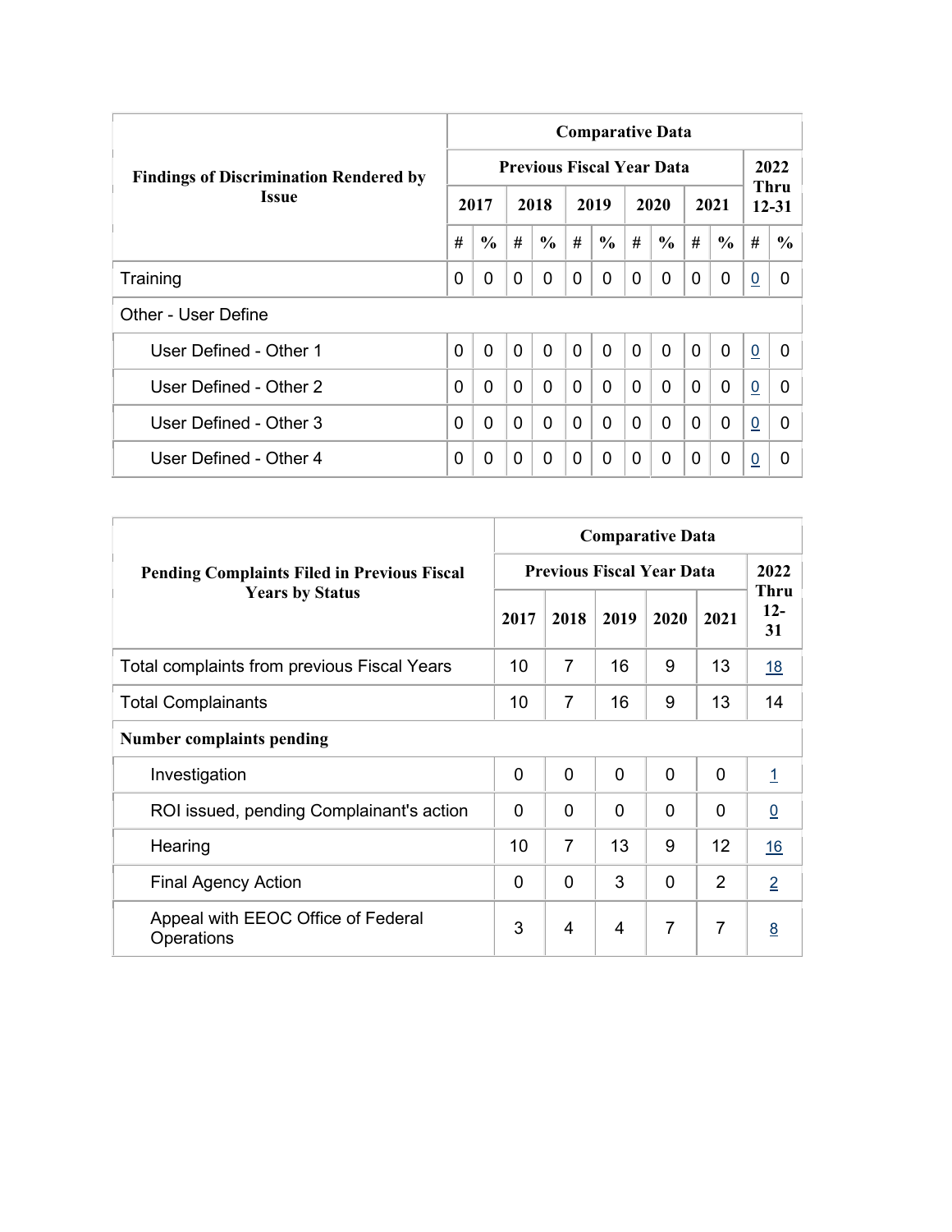| Findings of Discrimination Rendered by Issue | Comparative Data | | | | | | | | | | | |
|---|---|---|---|---|---|---|---|---|---|---|---|---|
| | Previous Fiscal Year Data | | | | | | | | | | 2022 Thru 12-31 | |
| | 2017 | | 2018 | | 2019 | | 2020 | | 2021 | | | |
| | # | % | # | % | # | % | # | % | # | % | # | % |
| Training | 0 | 0 | 0 | 0 | 0 | 0 | 0 | 0 | 0 | 0 | 0 | 0 |
| Other - User Define | | | | | | | | | | | | |
| User Defined - Other 1 | 0 | 0 | 0 | 0 | 0 | 0 | 0 | 0 | 0 | 0 | 0 | 0 |
| User Defined - Other 2 | 0 | 0 | 0 | 0 | 0 | 0 | 0 | 0 | 0 | 0 | 0 | 0 |
| User Defined - Other 3 | 0 | 0 | 0 | 0 | 0 | 0 | 0 | 0 | 0 | 0 | 0 | 0 |
| User Defined - Other 4 | 0 | 0 | 0 | 0 | 0 | 0 | 0 | 0 | 0 | 0 | 0 | 0 |

| Pending Complaints Filed in Previous Fiscal Years by Status | Comparative Data | | | | | |
|---|---|---|---|---|---|---|
| | Previous Fiscal Year Data | | | | | 2022 Thru 12-31 |
| | 2017 | 2018 | 2019 | 2020 | 2021 | |
| Total complaints from previous Fiscal Years | 10 | 7 | 16 | 9 | 13 | 18 |
| Total Complainants | 10 | 7 | 16 | 9 | 13 | 14 |
| **Number complaints pending** | | | | | | |
| Investigation | 0 | 0 | 0 | 0 | 0 | 1 |
| ROI issued, pending Complainant's action | 0 | 0 | 0 | 0 | 0 | 0 |
| Hearing | 10 | 7 | 13 | 9 | 12 | 16 |
| Final Agency Action | 0 | 0 | 3 | 0 | 2 | 2 |
| Appeal with EEOC Office of Federal Operations | 3 | 4 | 4 | 7 | 7 | 8 |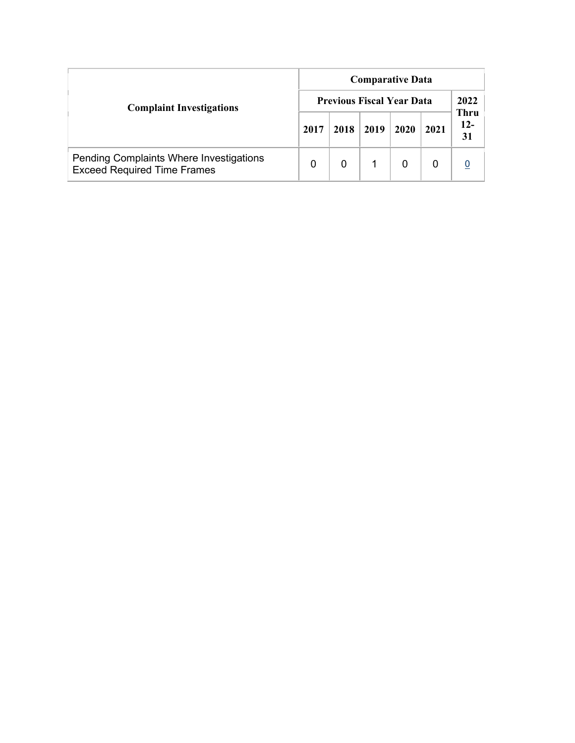| Complaint Investigations | Comparative Data | | | | | |
|---|---|---|---|---|---|---|
| | Previous Fiscal Year Data | | | | | 2022 Thru 12-31 |
| | 2017 | 2018 | 2019 | 2020 | 2021 | |
| Pending Complaints Where Investigations Exceed Required Time Frames | 0 | 0 | 1 | 0 | 0 | 0 |